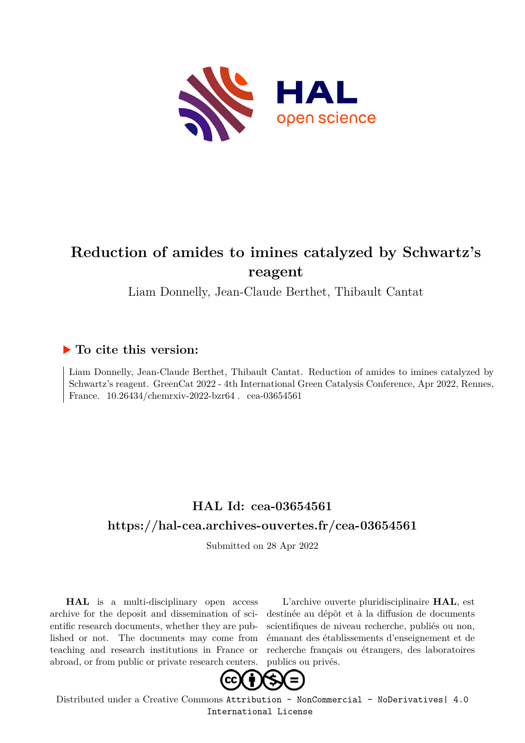# Reduction of amides to imines catalyzed by Schwartz's reagent

Liam Donnelly, Jean-Claude Berthet, Thibault Cantat

## To cite this version:

Liam Donnelly, Jean-Claude Berthet, Thibault Cantat. Reduction of amides to imines catalyzed by Schwartz's reagent. GreenCat 2022 - 4th International Green Catalysis Conference, Apr 2022, Rennes, France. 10.26434/chemrxiv-2022-bzr64 . cea-03654561

## HAL Id: cea-03654561

## https://hal-cea.archives-ouvertes.fr/cea-03654561

Submitted on 28 Apr 2022

**HAL** is a multi-disciplinary open access archive for the deposit and dissemination of scientific research documents, whether they are published or not. The documents may come from teaching and research institutions in France or abroad, or from public or private research centers.

L'archive ouverte pluridisciplinaire **HAL**, est destinée au dépôt et à la diffusion de documents scientifiques de niveau recherche, publiés ou non, émanant des établissements d'enseignement et de recherche français ou étrangers, des laboratoires publics ou privés.

Distributed under a Creative Commons Attribution - NonCommercial - NoDerivatives| 4.0 International License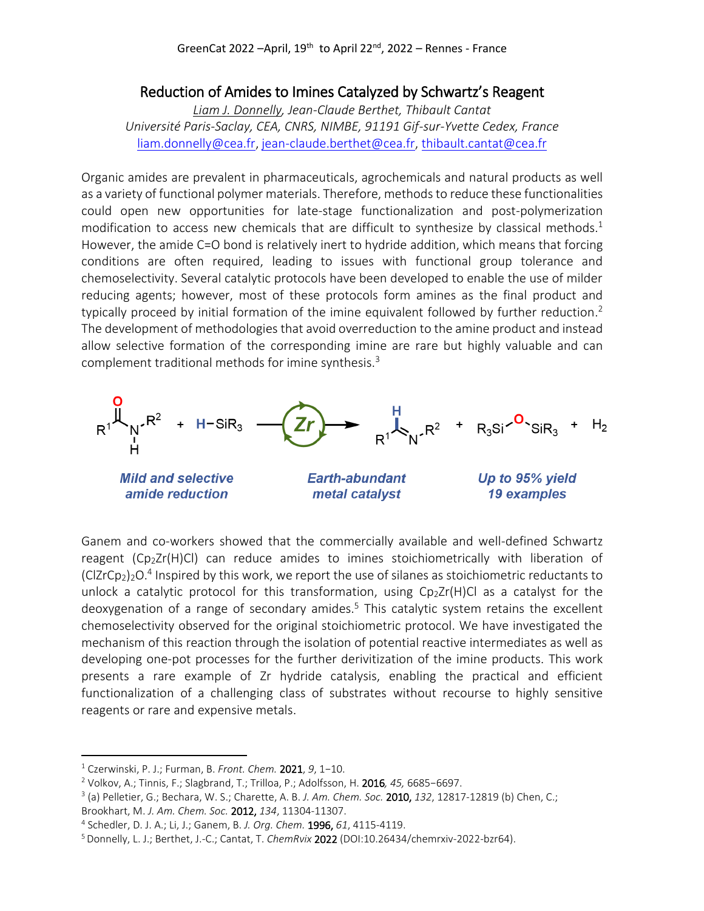GreenCat 2022 –April, 19th to April 22nd, 2022 – Rennes - France

# Reduction of Amides to Imines Catalyzed by Schwartz's Reagent

*Liam J. Donnelly, Jean-Claude Berthet, Thibault Cantat*
*Université Paris-Saclay, CEA, CNRS, NIMBE, 91191 Gif-sur-Yvette Cedex, France*
liam.donnelly@cea.fr, jean-claude.berthet@cea.fr, thibault.cantat@cea.fr

Organic amides are prevalent in pharmaceuticals, agrochemicals and natural products as well as a variety of functional polymer materials. Therefore, methods to reduce these functionalities could open new opportunities for late-stage functionalization and post-polymerization modification to access new chemicals that are difficult to synthesize by classical methods.[1] However, the amide C=O bond is relatively inert to hydride addition, which means that forcing conditions are often required, leading to issues with functional group tolerance and chemoselectivity. Several catalytic protocols have been developed to enable the use of milder reducing agents; however, most of these protocols form amines as the final product and typically proceed by initial formation of the imine equivalent followed by further reduction.[2] The development of methodologies that avoid overreduction to the amine product and instead allow selective formation of the corresponding imine are rare but highly valuable and can complement traditional methods for imine synthesis.[3]

$R^1C(O)NHR^2$ + $H-SiR_3$ —(Zr)→ $R^1CH=NR^2$ + $R_3Si-O-SiR_3$ + $H_2$

**Mild and selective amide reduction**

**Earth-abundant metal catalyst**

**Up to 95% yield 19 examples**

Ganem and co-workers showed that the commercially available and well-defined Schwartz reagent ($Cp_2Zr(H)Cl$) can reduce amides to imines stoichiometrically with liberation of $(ClZrCp_2)_2O$.[4] Inspired by this work, we report the use of silanes as stoichiometric reductants to unlock a catalytic protocol for this transformation, using $Cp_2Zr(H)Cl$ as a catalyst for the deoxygenation of a range of secondary amides.[5] This catalytic system retains the excellent chemoselectivity observed for the original stoichiometric protocol. We have investigated the mechanism of this reaction through the isolation of potential reactive intermediates as well as developing one-pot processes for the further derivitization of the imine products. This work presents a rare example of Zr hydride catalysis, enabling the practical and efficient functionalization of a challenging class of substrates without recourse to highly sensitive reagents or rare and expensive metals.

---

[1] Czerwinski, P. J.; Furman, B. *Front. Chem.* **2021**, *9*, 1−10.

[2] Volkov, A.; Tinnis, F.; Slagbrand, T.; Trilloa, P.; Adolfsson, H. **2016***, 45,* 6685−6697.

[3] (a) Pelletier, G.; Bechara, W. S.; Charette, A. B. *J. Am. Chem. Soc.* **2010,** *132*, 12817-12819 (b) Chen, C.; Brookhart, M. *J. Am. Chem. Soc.* **2012,** *134*, 11304-11307.

[4] Schedler, D. J. A.; Li, J.; Ganem, B. *J. Org. Chem.* **1996,** *61*, 4115-4119.

[5] Donnelly, L. J.; Berthet, J.-C.; Cantat, T. *ChemRvix* **2022** (DOI:10.26434/chemrxiv-2022-bzr64).